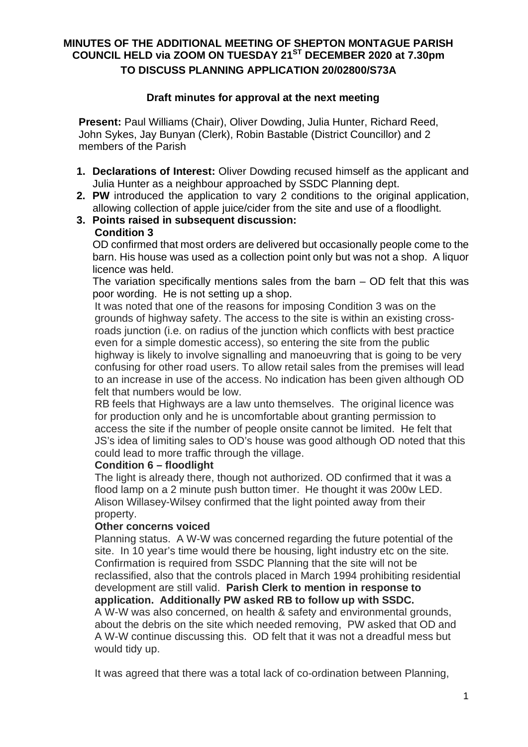# MINUTES OF THE ADDITIONAL MEETING OF SHEPTON MONTAGUE PARISH COUNCIL HELD via ZOOM ON TUESDAY 21ST DECEMBER 2020 at 7.30pm

## TO DISCUSS PLANNING APPLICATION 20/02800/S73A

**Draft minutes for approval at the next meeting**

**Present:** Paul Williams (Chair), Oliver Dowding, Julia Hunter, Richard Reed, John Sykes, Jay Bunyan (Clerk), Robin Bastable (District Councillor) and 2 members of the Parish

1. **Declarations of Interest:** Oliver Dowding recused himself as the applicant and Julia Hunter as a neighbour approached by SSDC Planning dept.
2. **PW** introduced the application to vary 2 conditions to the original application, allowing collection of apple juice/cider from the site and use of a floodlight.
3. **Points raised in subsequent discussion:**

   **Condition 3**

   OD confirmed that most orders are delivered but occasionally people come to the barn. His house was used as a collection point only but was not a shop. A liquor licence was held.

   The variation specifically mentions sales from the barn – OD felt that this was poor wording. He is not setting up a shop.

   It was noted that one of the reasons for imposing Condition 3 was on the grounds of highway safety. The access to the site is within an existing cross-roads junction (i.e. on radius of the junction which conflicts with best practice even for a simple domestic access), so entering the site from the public highway is likely to involve signalling and manoeuvring that is going to be very confusing for other road users. To allow retail sales from the premises will lead to an increase in use of the access. No indication has been given although OD felt that numbers would be low.

   RB feels that Highways are a law unto themselves. The original licence was for production only and he is uncomfortable about granting permission to access the site if the number of people onsite cannot be limited. He felt that JS's idea of limiting sales to OD's house was good although OD noted that this could lead to more traffic through the village.

   **Condition 6 – floodlight**

   The light is already there, though not authorized. OD confirmed that it was a flood lamp on a 2 minute push button timer. He thought it was 200w LED. Alison Willasey-Wilsey confirmed that the light pointed away from their property.

   **Other concerns voiced**

   Planning status. A W-W was concerned regarding the future potential of the site. In 10 year's time would there be housing, light industry etc on the site. Confirmation is required from SSDC Planning that the site will not be reclassified, also that the controls placed in March 1994 prohibiting residential development are still valid. **Parish Clerk to mention in response to application. Additionally PW asked RB to follow up with SSDC.**

   A W-W was also concerned, on health & safety and environmental grounds, about the debris on the site which needed removing, PW asked that OD and A W-W continue discussing this. OD felt that it was not a dreadful mess but would tidy up.

   It was agreed that there was a total lack of co-ordination between Planning,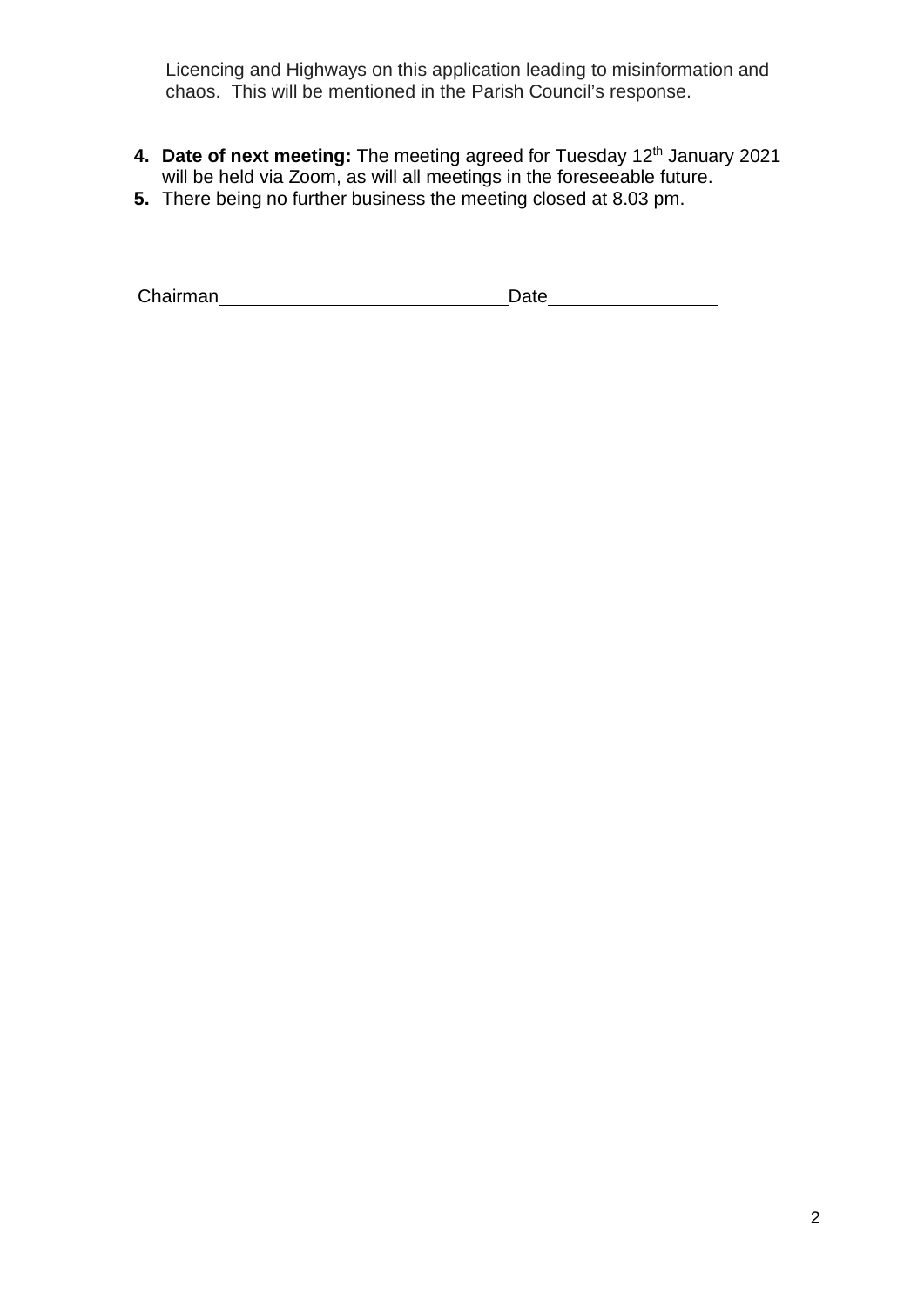Licencing and Highways on this application leading to misinformation and chaos. This will be mentioned in the Parish Council's response.

4. **Date of next meeting:** The meeting agreed for Tuesday 12th January 2021 will be held via Zoom, as will all meetings in the foreseeable future.
5. There being no further business the meeting closed at 8.03 pm.

Chairman\_\_\_\_\_\_\_\_\_\_\_\_\_\_\_\_\_\_\_\_\_\_\_\_\_\_\_\_ Date\_\_\_\_\_\_\_\_\_\_\_\_\_\_\_\_